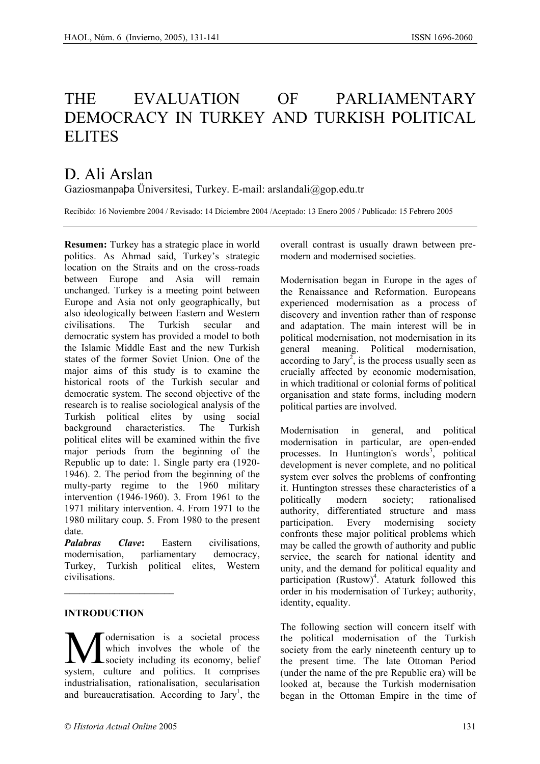# THE EVALUATION OF PARLIAMENTARY DEMOCRACY IN TURKEY AND TURKISH POLITICAL ELITES

## D. Ali Arslan

Gaziosmanpaþa Üniversitesi, Turkey. E-mail: arslandali@gop.edu.tr

Recibido: 16 Noviembre 2004 / Revisado: 14 Diciembre 2004 /Aceptado: 13 Enero 2005 / Publicado: 15 Febrero 2005

**Resumen:** Turkey has a strategic place in world politics. As Ahmad said, Turkey's strategic location on the Straits and on the cross-roads between Europe and Asia will remain unchanged. Turkey is a meeting point between Europe and Asia not only geographically, but also ideologically between Eastern and Western civilisations. The Turkish secular and democratic system has provided a model to both the Islamic Middle East and the new Turkish states of the former Soviet Union. One of the major aims of this study is to examine the historical roots of the Turkish secular and democratic system. The second objective of the research is to realise sociological analysis of the Turkish political elites by using social background characteristics. The Turkish political elites will be examined within the five major periods from the beginning of the Republic up to date: 1. Single party era (1920-1946). 2. The period from the beginning of the multy-party regime to the 1960 military intervention (1946-1960). 3. From 1961 to the 1971 military intervention. 4. From 1971 to the 1980 military coup. 5. From 1980 to the present date.

***Palabras Clave*:** Eastern civilisations, modernisation, parliamentary democracy, Turkey, Turkish political elites, Western civilisations.

## INTRODUCTION

Modernisation is a societal process which involves the whole of the society including its economy, belief system, culture and politics. It comprises industrialisation, rationalisation, secularisation and bureaucratisation. According to Jary[1], the overall contrast is usually drawn between pre-modern and modernised societies.

Modernisation began in Europe in the ages of the Renaissance and Reformation. Europeans experienced modernisation as a process of discovery and invention rather than of response and adaptation. The main interest will be in political modernisation, not modernisation in its general meaning. Political modernisation, according to Jary[2], is the process usually seen as crucially affected by economic modernisation, in which traditional or colonial forms of political organisation and state forms, including modern political parties are involved.

Modernisation in general, and political modernisation in particular, are open-ended processes. In Huntington's words[3], political development is never complete, and no political system ever solves the problems of confronting it. Huntington stresses these characteristics of a politically modern society; rationalised authority, differentiated structure and mass participation. Every modernising society confronts these major political problems which may be called the growth of authority and public service, the search for national identity and unity, and the demand for political equality and participation (Rustow)[4]. Ataturk followed this order in his modernisation of Turkey; authority, identity, equality.

The following section will concern itself with the political modernisation of the Turkish society from the early nineteenth century up to the present time. The late Ottoman Period (under the name of the pre Republic era) will be looked at, because the Turkish modernisation began in the Ottoman Empire in the time of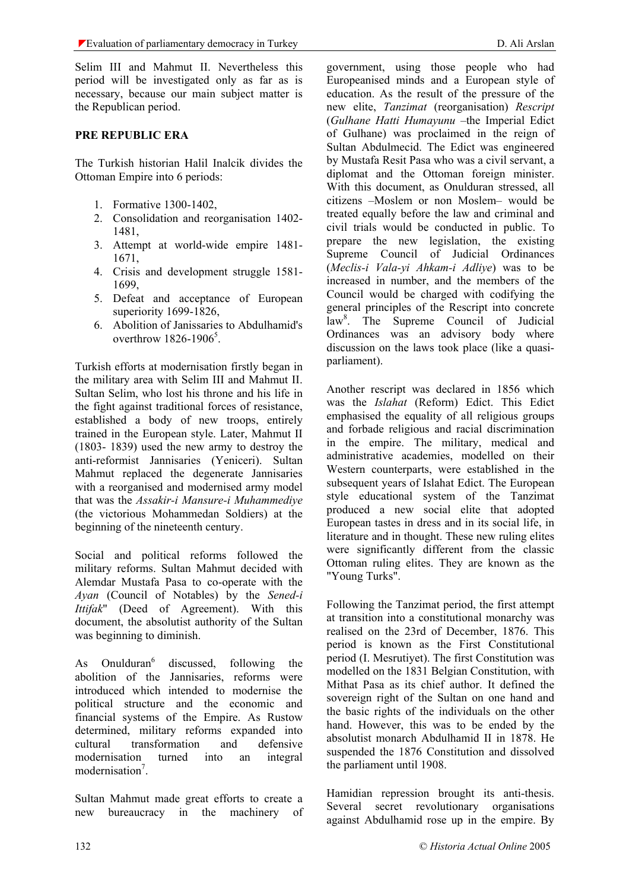Selim III and Mahmut II. Nevertheless this period will be investigated only as far as is necessary, because our main subject matter is the Republican period.

**PRE REPUBLIC ERA**

The Turkish historian Halil Inalcik divides the Ottoman Empire into 6 periods:

1. Formative 1300-1402,
2. Consolidation and reorganisation 1402-1481,
3. Attempt at world-wide empire 1481-1671,
4. Crisis and development struggle 1581-1699,
5. Defeat and acceptance of European superiority 1699-1826,
6. Abolition of Janissaries to Abdulhamid's overthrow 1826-1906[5].

Turkish efforts at modernisation firstly began in the military area with Selim III and Mahmut II. Sultan Selim, who lost his throne and his life in the fight against traditional forces of resistance, established a body of new troops, entirely trained in the European style. Later, Mahmut II (1803- 1839) used the new army to destroy the anti-reformist Jannisaries (Yeniceri). Sultan Mahmut replaced the degenerate Jannisaries with a reorganised and modernised army model that was the *Assakir-i Mansure-i Muhammediye* (the victorious Mohammedan Soldiers) at the beginning of the nineteenth century.

Social and political reforms followed the military reforms. Sultan Mahmut decided with Alemdar Mustafa Pasa to co-operate with the *Ayan* (Council of Notables) by the *Sened-i Ittifak*" (Deed of Agreement). With this document, the absolutist authority of the Sultan was beginning to diminish.

As Onulduran[6] discussed, following the abolition of the Jannisaries, reforms were introduced which intended to modernise the political structure and the economic and financial systems of the Empire. As Rustow determined, military reforms expanded into cultural transformation and defensive modernisation turned into an integral modernisation[7].

Sultan Mahmut made great efforts to create a new bureaucracy in the machinery of government, using those people who had Europeanised minds and a European style of education. As the result of the pressure of the new elite, *Tanzimat* (reorganisation) *Rescript* (*Gulhane Hatti Humayunu* –the Imperial Edict of Gulhane) was proclaimed in the reign of Sultan Abdulmecid. The Edict was engineered by Mustafa Resit Pasa who was a civil servant, a diplomat and the Ottoman foreign minister. With this document, as Onulduran stressed, all citizens –Moslem or non Moslem– would be treated equally before the law and criminal and civil trials would be conducted in public. To prepare the new legislation, the existing Supreme Council of Judicial Ordinances (*Meclis-i Vala-yi Ahkam-i Adliye*) was to be increased in number, and the members of the Council would be charged with codifying the general principles of the Rescript into concrete law[8]. The Supreme Council of Judicial Ordinances was an advisory body where discussion on the laws took place (like a quasi-parliament).

Another rescript was declared in 1856 which was the *Islahat* (Reform) Edict. This Edict emphasised the equality of all religious groups and forbade religious and racial discrimination in the empire. The military, medical and administrative academies, modelled on their Western counterparts, were established in the subsequent years of Islahat Edict. The European style educational system of the Tanzimat produced a new social elite that adopted European tastes in dress and in its social life, in literature and in thought. These new ruling elites were significantly different from the classic Ottoman ruling elites. They are known as the "Young Turks".

Following the Tanzimat period, the first attempt at transition into a constitutional monarchy was realised on the 23rd of December, 1876. This period is known as the First Constitutional period (I. Mesrutiyet). The first Constitution was modelled on the 1831 Belgian Constitution, with Mithat Pasa as its chief author. It defined the sovereign right of the Sultan on one hand and the basic rights of the individuals on the other hand. However, this was to be ended by the absolutist monarch Abdulhamid II in 1878. He suspended the 1876 Constitution and dissolved the parliament until 1908.

Hamidian repression brought its anti-thesis. Several secret revolutionary organisations against Abdulhamid rose up in the empire. By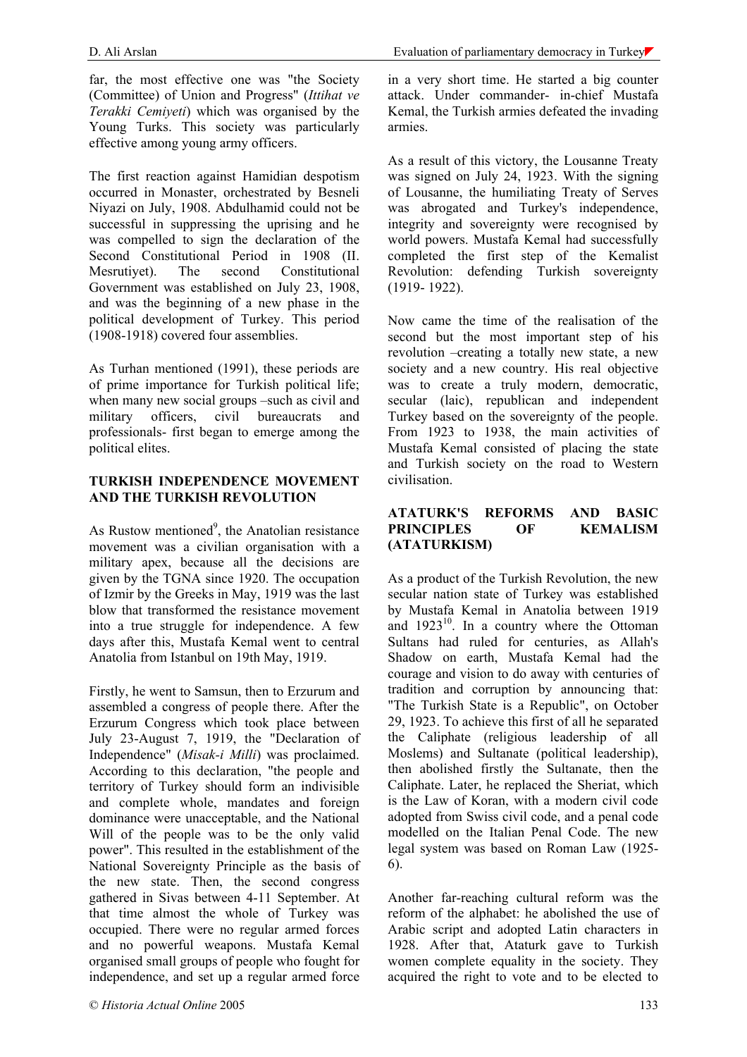far, the most effective one was "the Society (Committee) of Union and Progress" (*Ittihat ve Terakki Cemiyeti*) which was organised by the Young Turks. This society was particularly effective among young army officers.

The first reaction against Hamidian despotism occurred in Monaster, orchestrated by Besneli Niyazi on July, 1908. Abdulhamid could not be successful in suppressing the uprising and he was compelled to sign the declaration of the Second Constitutional Period in 1908 (II. Mesrutiyet). The second Constitutional Government was established on July 23, 1908, and was the beginning of a new phase in the political development of Turkey. This period (1908-1918) covered four assemblies.

As Turhan mentioned (1991), these periods are of prime importance for Turkish political life; when many new social groups –such as civil and military officers, civil bureaucrats and professionals- first began to emerge among the political elites.

## TURKISH INDEPENDENCE MOVEMENT AND THE TURKISH REVOLUTION

As Rustow mentioned[9], the Anatolian resistance movement was a civilian organisation with a military apex, because all the decisions are given by the TGNA since 1920. The occupation of Izmir by the Greeks in May, 1919 was the last blow that transformed the resistance movement into a true struggle for independence. A few days after this, Mustafa Kemal went to central Anatolia from Istanbul on 19th May, 1919.

Firstly, he went to Samsun, then to Erzurum and assembled a congress of people there. After the Erzurum Congress which took place between July 23-August 7, 1919, the "Declaration of Independence" (*Misak-i Milli*) was proclaimed. According to this declaration, "the people and territory of Turkey should form an indivisible and complete whole, mandates and foreign dominance were unacceptable, and the National Will of the people was to be the only valid power". This resulted in the establishment of the National Sovereignty Principle as the basis of the new state. Then, the second congress gathered in Sivas between 4-11 September. At that time almost the whole of Turkey was occupied. There were no regular armed forces and no powerful weapons. Mustafa Kemal organised small groups of people who fought for independence, and set up a regular armed force in a very short time. He started a big counter attack. Under commander- in-chief Mustafa Kemal, the Turkish armies defeated the invading armies.

As a result of this victory, the Lousanne Treaty was signed on July 24, 1923. With the signing of Lousanne, the humiliating Treaty of Serves was abrogated and Turkey's independence, integrity and sovereignty were recognised by world powers. Mustafa Kemal had successfully completed the first step of the Kemalist Revolution: defending Turkish sovereignty (1919- 1922).

Now came the time of the realisation of the second but the most important step of his revolution –creating a totally new state, a new society and a new country. His real objective was to create a truly modern, democratic, secular (laic), republican and independent Turkey based on the sovereignty of the people. From 1923 to 1938, the main activities of Mustafa Kemal consisted of placing the state and Turkish society on the road to Western civilisation.

## ATATURK'S REFORMS AND BASIC PRINCIPLES OF KEMALISM (ATATURKISM)

As a product of the Turkish Revolution, the new secular nation state of Turkey was established by Mustafa Kemal in Anatolia between 1919 and 1923[10]. In a country where the Ottoman Sultans had ruled for centuries, as Allah's Shadow on earth, Mustafa Kemal had the courage and vision to do away with centuries of tradition and corruption by announcing that: "The Turkish State is a Republic", on October 29, 1923. To achieve this first of all he separated the Caliphate (religious leadership of all Moslems) and Sultanate (political leadership), then abolished firstly the Sultanate, then the Caliphate. Later, he replaced the Sheriat, which is the Law of Koran, with a modern civil code adopted from Swiss civil code, and a penal code modelled on the Italian Penal Code. The new legal system was based on Roman Law (1925-6).

Another far-reaching cultural reform was the reform of the alphabet: he abolished the use of Arabic script and adopted Latin characters in 1928. After that, Ataturk gave to Turkish women complete equality in the society. They acquired the right to vote and to be elected to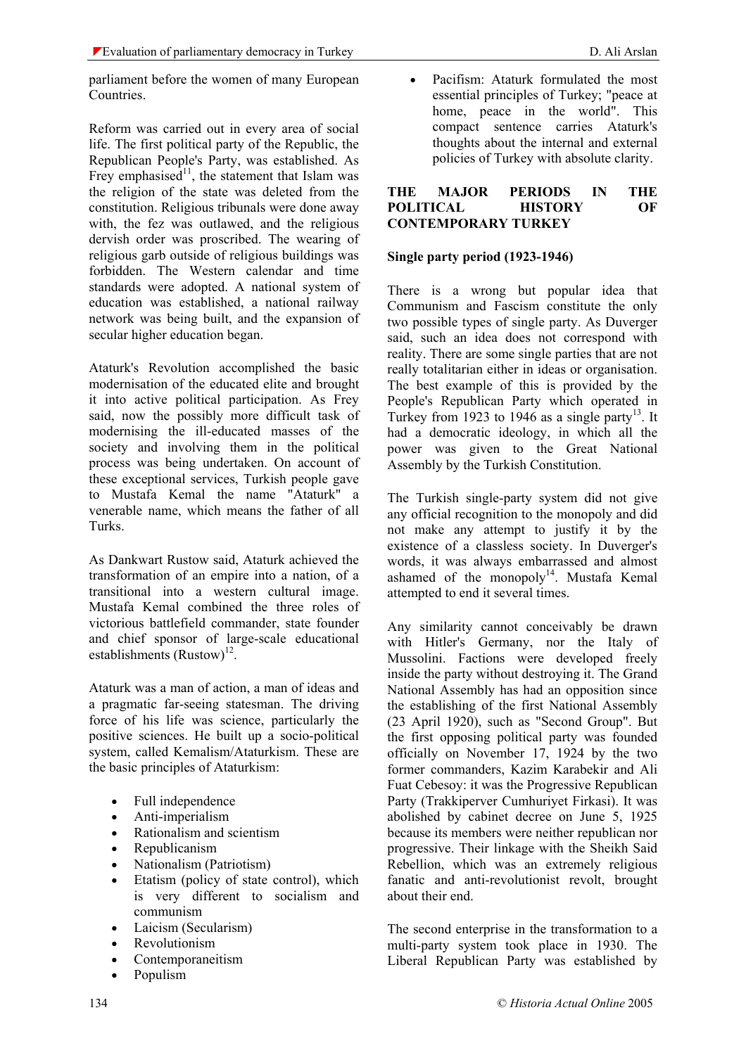parliament before the women of many European Countries.

Reform was carried out in every area of social life. The first political party of the Republic, the Republican People's Party, was established. As Frey emphasised[11], the statement that Islam was the religion of the state was deleted from the constitution. Religious tribunals were done away with, the fez was outlawed, and the religious dervish order was proscribed. The wearing of religious garb outside of religious buildings was forbidden. The Western calendar and time standards were adopted. A national system of education was established, a national railway network was being built, and the expansion of secular higher education began.

Ataturk's Revolution accomplished the basic modernisation of the educated elite and brought it into active political participation. As Frey said, now the possibly more difficult task of modernising the ill-educated masses of the society and involving them in the political process was being undertaken. On account of these exceptional services, Turkish people gave to Mustafa Kemal the name "Ataturk" a venerable name, which means the father of all Turks.

As Dankwart Rustow said, Ataturk achieved the transformation of an empire into a nation, of a transitional into a western cultural image. Mustafa Kemal combined the three roles of victorious battlefield commander, state founder and chief sponsor of large-scale educational establishments (Rustow)[12].

Ataturk was a man of action, a man of ideas and a pragmatic far-seeing statesman. The driving force of his life was science, particularly the positive sciences. He built up a socio-political system, called Kemalism/Ataturkism. These are the basic principles of Ataturkism:

- Full independence
- Anti-imperialism
- Rationalism and scientism
- Republicanism
- Nationalism (Patriotism)
- Etatism (policy of state control), which is very different to socialism and communism
- Laicism (Secularism)
- Revolutionism
- Contemporaneitism
- Populism
- Pacifism: Ataturk formulated the most essential principles of Turkey; "peace at home, peace in the world". This compact sentence carries Ataturk's thoughts about the internal and external policies of Turkey with absolute clarity.

## THE MAJOR PERIODS IN THE POLITICAL HISTORY OF CONTEMPORARY TURKEY

### Single party period (1923-1946)

There is a wrong but popular idea that Communism and Fascism constitute the only two possible types of single party. As Duverger said, such an idea does not correspond with reality. There are some single parties that are not really totalitarian either in ideas or organisation. The best example of this is provided by the People's Republican Party which operated in Turkey from 1923 to 1946 as a single party[13]. It had a democratic ideology, in which all the power was given to the Great National Assembly by the Turkish Constitution.

The Turkish single-party system did not give any official recognition to the monopoly and did not make any attempt to justify it by the existence of a classless society. In Duverger's words, it was always embarrassed and almost ashamed of the monopoly[14]. Mustafa Kemal attempted to end it several times.

Any similarity cannot conceivably be drawn with Hitler's Germany, nor the Italy of Mussolini. Factions were developed freely inside the party without destroying it. The Grand National Assembly has had an opposition since the establishing of the first National Assembly (23 April 1920), such as "Second Group". But the first opposing political party was founded officially on November 17, 1924 by the two former commanders, Kazim Karabekir and Ali Fuat Cebesoy: it was the Progressive Republican Party (Trakkiperver Cumhuriyet Firkasi). It was abolished by cabinet decree on June 5, 1925 because its members were neither republican nor progressive. Their linkage with the Sheikh Said Rebellion, which was an extremely religious fanatic and anti-revolutionist revolt, brought about their end.

The second enterprise in the transformation to a multi-party system took place in 1930. The Liberal Republican Party was established by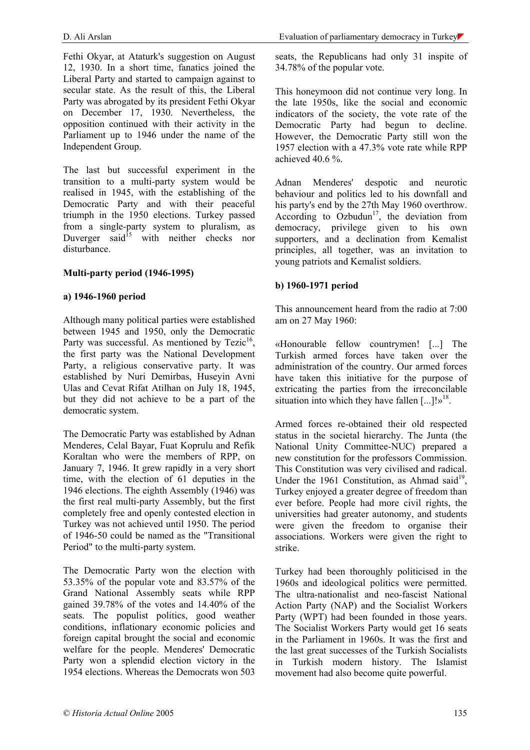Fethi Okyar, at Ataturk's suggestion on August 12, 1930. In a short time, fanatics joined the Liberal Party and started to campaign against to secular state. As the result of this, the Liberal Party was abrogated by its president Fethi Okyar on December 17, 1930. Nevertheless, the opposition continued with their activity in the Parliament up to 1946 under the name of the Independent Group.

The last but successful experiment in the transition to a multi-party system would be realised in 1945, with the establishing of the Democratic Party and with their peaceful triumph in the 1950 elections. Turkey passed from a single-party system to pluralism, as Duverger said[15] with neither checks nor disturbance.

**Multi-party period (1946-1995)**

**a) 1946-1960 period**

Although many political parties were established between 1945 and 1950, only the Democratic Party was successful. As mentioned by Tezic[16], the first party was the National Development Party, a religious conservative party. It was established by Nuri Demirbas, Huseyin Avni Ulas and Cevat Rifat Atilhan on July 18, 1945, but they did not achieve to be a part of the democratic system.

The Democratic Party was established by Adnan Menderes, Celal Bayar, Fuat Koprulu and Refik Koraltan who were the members of RPP, on January 7, 1946. It grew rapidly in a very short time, with the election of 61 deputies in the 1946 elections. The eighth Assembly (1946) was the first real multi-party Assembly, but the first completely free and openly contested election in Turkey was not achieved until 1950. The period of 1946-50 could be named as the "Transitional Period" to the multi-party system.

The Democratic Party won the election with 53.35% of the popular vote and 83.57% of the Grand National Assembly seats while RPP gained 39.78% of the votes and 14.40% of the seats. The populist politics, good weather conditions, inflationary economic policies and foreign capital brought the social and economic welfare for the people. Menderes' Democratic Party won a splendid election victory in the 1954 elections. Whereas the Democrats won 503 seats, the Republicans had only 31 inspite of 34.78% of the popular vote.

This honeymoon did not continue very long. In the late 1950s, like the social and economic indicators of the society, the vote rate of the Democratic Party had begun to decline. However, the Democratic Party still won the 1957 election with a 47.3% vote rate while RPP achieved 40.6 %.

Adnan Menderes' despotic and neurotic behaviour and politics led to his downfall and his party's end by the 27th May 1960 overthrow. According to Ozbudun[17], the deviation from democracy, privilege given to his own supporters, and a declination from Kemalist principles, all together, was an invitation to young patriots and Kemalist soldiers.

**b) 1960-1971 period**

This announcement heard from the radio at 7:00 am on 27 May 1960:

«Honourable fellow countrymen! [...] The Turkish armed forces have taken over the administration of the country. Our armed forces have taken this initiative for the purpose of extricating the parties from the irreconcilable situation into which they have fallen [...]!»[18].

Armed forces re-obtained their old respected status in the societal hierarchy. The Junta (the National Unity Committee-NUC) prepared a new constitution for the professors Commission. This Constitution was very civilised and radical. Under the 1961 Constitution, as Ahmad said[19], Turkey enjoyed a greater degree of freedom than ever before. People had more civil rights, the universities had greater autonomy, and students were given the freedom to organise their associations. Workers were given the right to strike.

Turkey had been thoroughly politicised in the 1960s and ideological politics were permitted. The ultra-nationalist and neo-fascist National Action Party (NAP) and the Socialist Workers Party (WPT) had been founded in those years. The Socialist Workers Party would get 16 seats in the Parliament in 1960s. It was the first and the last great successes of the Turkish Socialists in Turkish modern history. The Islamist movement had also become quite powerful.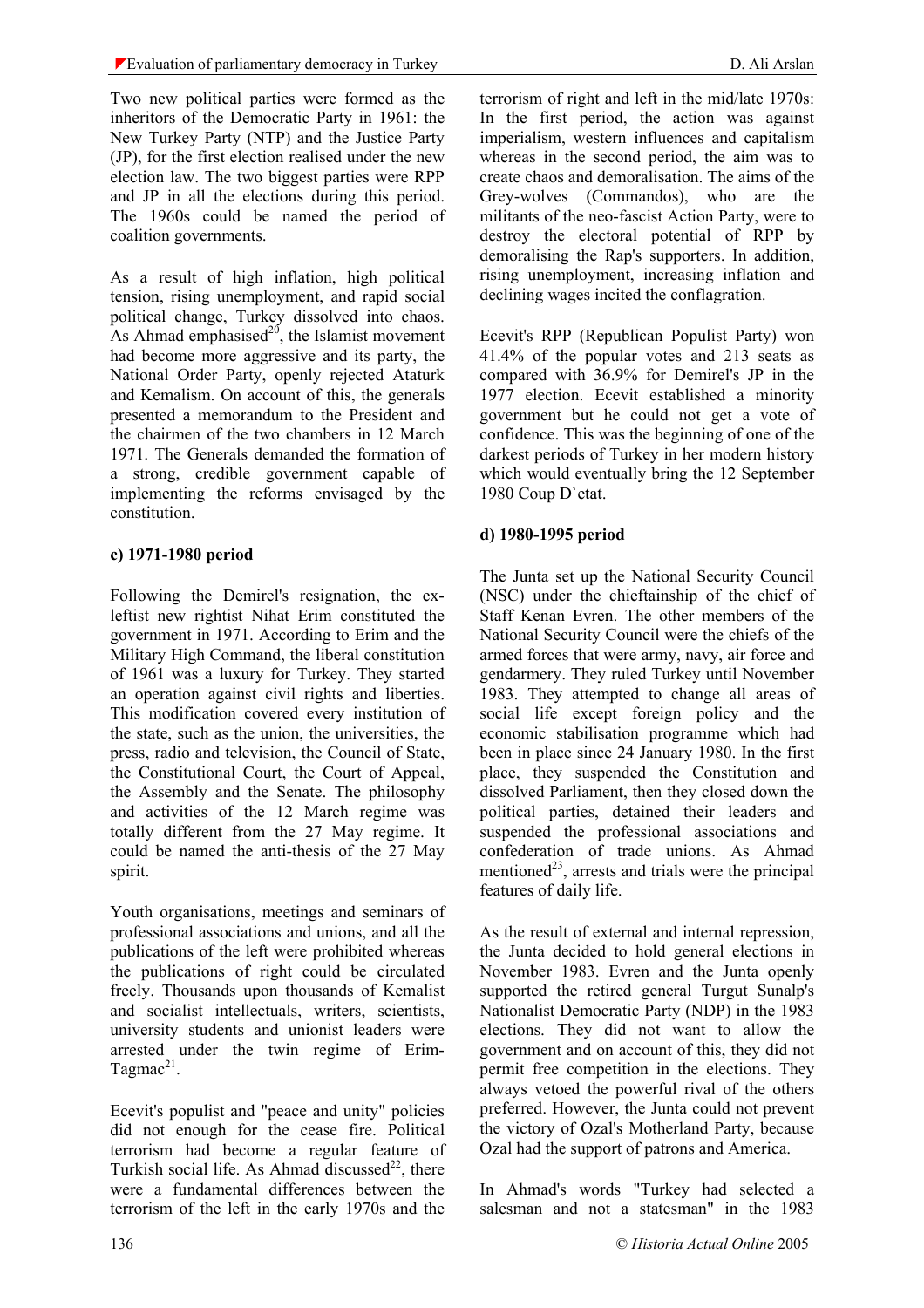Two new political parties were formed as the inheritors of the Democratic Party in 1961: the New Turkey Party (NTP) and the Justice Party (JP), for the first election realised under the new election law. The two biggest parties were RPP and JP in all the elections during this period. The 1960s could be named the period of coalition governments.

As a result of high inflation, high political tension, rising unemployment, and rapid social political change, Turkey dissolved into chaos. As Ahmad emphasised[20], the Islamist movement had become more aggressive and its party, the National Order Party, openly rejected Ataturk and Kemalism. On account of this, the generals presented a memorandum to the President and the chairmen of the two chambers in 12 March 1971. The Generals demanded the formation of a strong, credible government capable of implementing the reforms envisaged by the constitution.

### c) 1971-1980 period

Following the Demirel's resignation, the ex-leftist new rightist Nihat Erim constituted the government in 1971. According to Erim and the Military High Command, the liberal constitution of 1961 was a luxury for Turkey. They started an operation against civil rights and liberties. This modification covered every institution of the state, such as the union, the universities, the press, radio and television, the Council of State, the Constitutional Court, the Court of Appeal, the Assembly and the Senate. The philosophy and activities of the 12 March regime was totally different from the 27 May regime. It could be named the anti-thesis of the 27 May spirit.

Youth organisations, meetings and seminars of professional associations and unions, and all the publications of the left were prohibited whereas the publications of right could be circulated freely. Thousands upon thousands of Kemalist and socialist intellectuals, writers, scientists, university students and unionist leaders were arrested under the twin regime of Erim-Tagmac[21].

Ecevit's populist and "peace and unity" policies did not enough for the cease fire. Political terrorism had become a regular feature of Turkish social life. As Ahmad discussed[22], there were a fundamental differences between the terrorism of the left in the early 1970s and the terrorism of right and left in the mid/late 1970s: In the first period, the action was against imperialism, western influences and capitalism whereas in the second period, the aim was to create chaos and demoralisation. The aims of the Grey-wolves (Commandos), who are the militants of the neo-fascist Action Party, were to destroy the electoral potential of RPP by demoralising the Rap's supporters. In addition, rising unemployment, increasing inflation and declining wages incited the conflagration.

Ecevit's RPP (Republican Populist Party) won 41.4% of the popular votes and 213 seats as compared with 36.9% for Demirel's JP in the 1977 election. Ecevit established a minority government but he could not get a vote of confidence. This was the beginning of one of the darkest periods of Turkey in her modern history which would eventually bring the 12 September 1980 Coup D`etat.

### d) 1980-1995 period

The Junta set up the National Security Council (NSC) under the chieftainship of the chief of Staff Kenan Evren. The other members of the National Security Council were the chiefs of the armed forces that were army, navy, air force and gendarmery. They ruled Turkey until November 1983. They attempted to change all areas of social life except foreign policy and the economic stabilisation programme which had been in place since 24 January 1980. In the first place, they suspended the Constitution and dissolved Parliament, then they closed down the political parties, detained their leaders and suspended the professional associations and confederation of trade unions. As Ahmad mentioned[23], arrests and trials were the principal features of daily life.

As the result of external and internal repression, the Junta decided to hold general elections in November 1983. Evren and the Junta openly supported the retired general Turgut Sunalp's Nationalist Democratic Party (NDP) in the 1983 elections. They did not want to allow the government and on account of this, they did not permit free competition in the elections. They always vetoed the powerful rival of the others preferred. However, the Junta could not prevent the victory of Ozal's Motherland Party, because Ozal had the support of patrons and America.

In Ahmad's words "Turkey had selected a salesman and not a statesman" in the 1983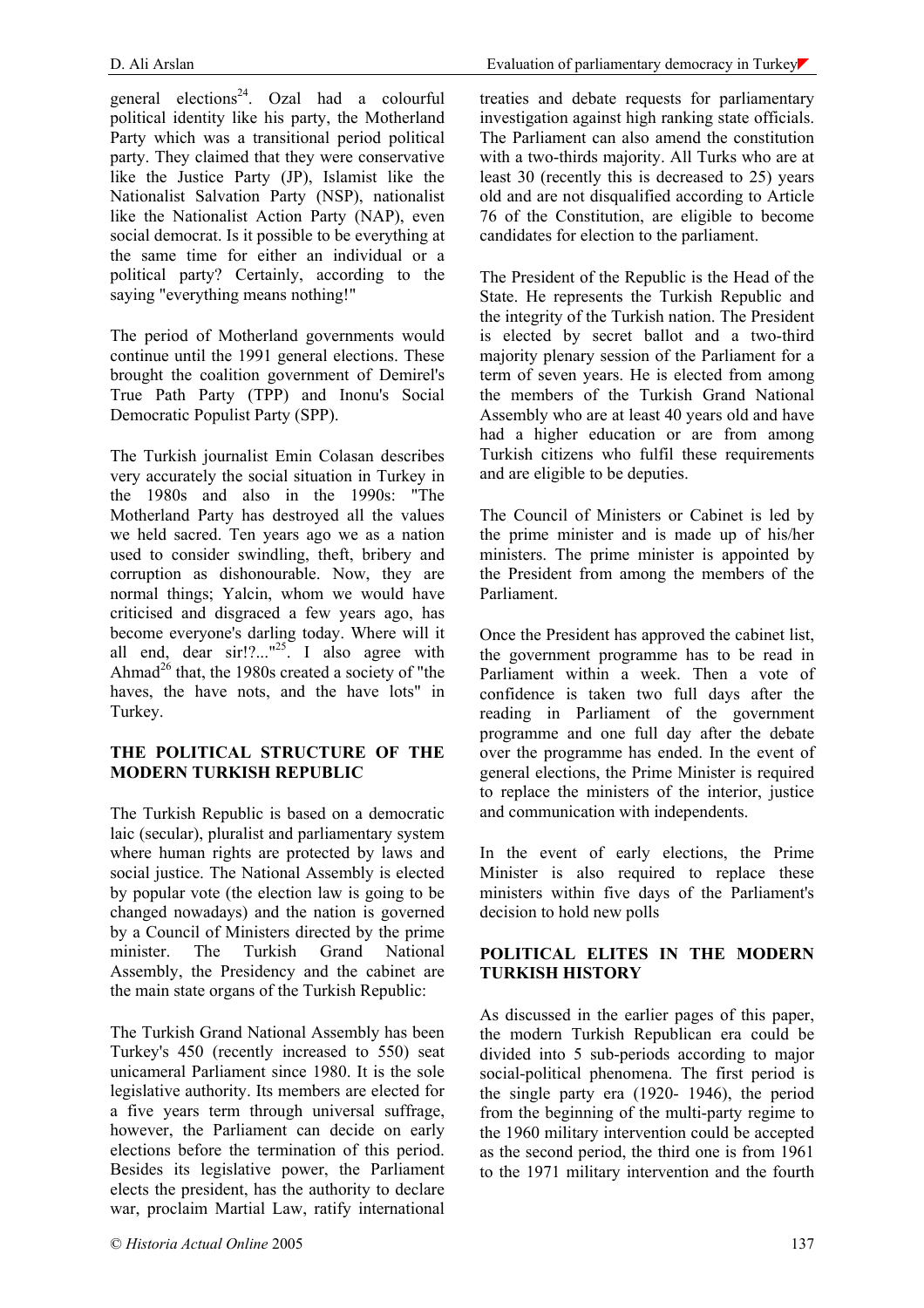general elections[24]. Ozal had a colourful political identity like his party, the Motherland Party which was a transitional period political party. They claimed that they were conservative like the Justice Party (JP), Islamist like the Nationalist Salvation Party (NSP), nationalist like the Nationalist Action Party (NAP), even social democrat. Is it possible to be everything at the same time for either an individual or a political party? Certainly, according to the saying "everything means nothing!"

The period of Motherland governments would continue until the 1991 general elections. These brought the coalition government of Demirel's True Path Party (TPP) and Inonu's Social Democratic Populist Party (SPP).

The Turkish journalist Emin Colasan describes very accurately the social situation in Turkey in the 1980s and also in the 1990s: "The Motherland Party has destroyed all the values we held sacred. Ten years ago we as a nation used to consider swindling, theft, bribery and corruption as dishonourable. Now, they are normal things; Yalcin, whom we would have criticised and disgraced a few years ago, has become everyone's darling today. Where will it all end, dear sir!?..."[25]. I also agree with Ahmad[26] that, the 1980s created a society of "the haves, the have nots, and the have lots" in Turkey.

## THE POLITICAL STRUCTURE OF THE MODERN TURKISH REPUBLIC

The Turkish Republic is based on a democratic laic (secular), pluralist and parliamentary system where human rights are protected by laws and social justice. The National Assembly is elected by popular vote (the election law is going to be changed nowadays) and the nation is governed by a Council of Ministers directed by the prime minister. The Turkish Grand National Assembly, the Presidency and the cabinet are the main state organs of the Turkish Republic:

The Turkish Grand National Assembly has been Turkey's 450 (recently increased to 550) seat unicameral Parliament since 1980. It is the sole legislative authority. Its members are elected for a five years term through universal suffrage, however, the Parliament can decide on early elections before the termination of this period. Besides its legislative power, the Parliament elects the president, has the authority to declare war, proclaim Martial Law, ratify international treaties and debate requests for parliamentary investigation against high ranking state officials. The Parliament can also amend the constitution with a two-thirds majority. All Turks who are at least 30 (recently this is decreased to 25) years old and are not disqualified according to Article 76 of the Constitution, are eligible to become candidates for election to the parliament.

The President of the Republic is the Head of the State. He represents the Turkish Republic and the integrity of the Turkish nation. The President is elected by secret ballot and a two-third majority plenary session of the Parliament for a term of seven years. He is elected from among the members of the Turkish Grand National Assembly who are at least 40 years old and have had a higher education or are from among Turkish citizens who fulfil these requirements and are eligible to be deputies.

The Council of Ministers or Cabinet is led by the prime minister and is made up of his/her ministers. The prime minister is appointed by the President from among the members of the Parliament.

Once the President has approved the cabinet list, the government programme has to be read in Parliament within a week. Then a vote of confidence is taken two full days after the reading in Parliament of the government programme and one full day after the debate over the programme has ended. In the event of general elections, the Prime Minister is required to replace the ministers of the interior, justice and communication with independents.

In the event of early elections, the Prime Minister is also required to replace these ministers within five days of the Parliament's decision to hold new polls

## POLITICAL ELITES IN THE MODERN TURKISH HISTORY

As discussed in the earlier pages of this paper, the modern Turkish Republican era could be divided into 5 sub-periods according to major social-political phenomena. The first period is the single party era (1920- 1946), the period from the beginning of the multi-party regime to the 1960 military intervention could be accepted as the second period, the third one is from 1961 to the 1971 military intervention and the fourth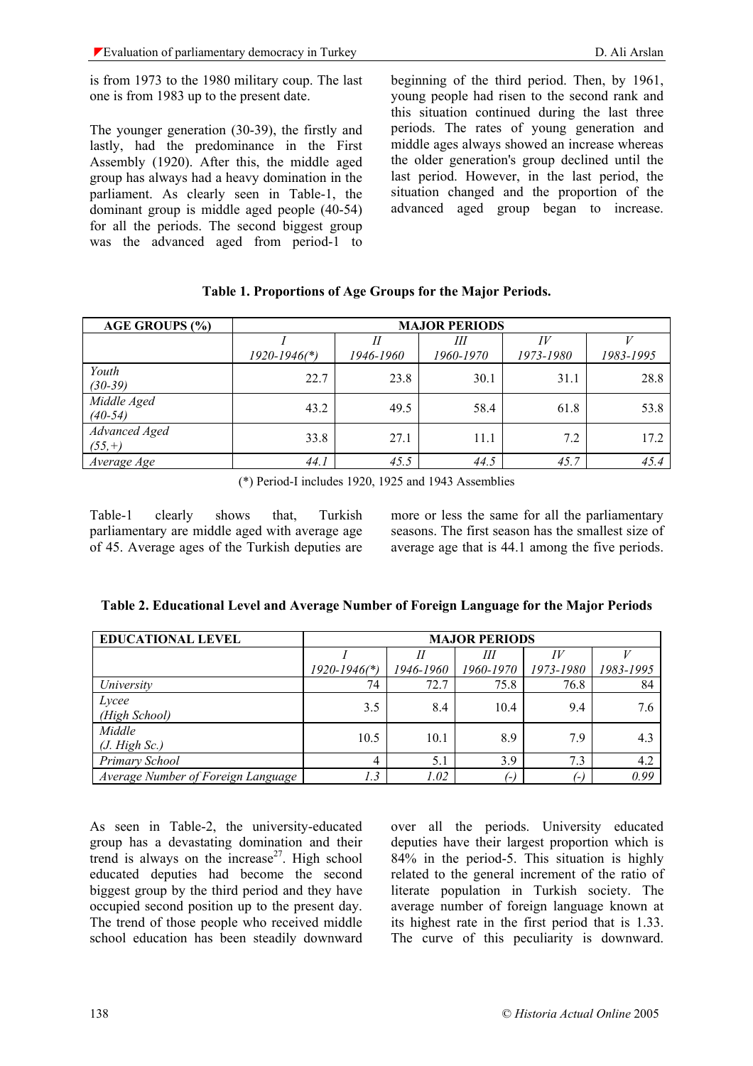is from 1973 to the 1980 military coup. The last one is from 1983 up to the present date.

The younger generation (30-39), the firstly and lastly, had the predominance in the First Assembly (1920). After this, the middle aged group has always had a heavy domination in the parliament. As clearly seen in Table-1, the dominant group is middle aged people (40-54) for all the periods. The second biggest group was the advanced aged from period-1 to beginning of the third period. Then, by 1961, young people had risen to the second rank and this situation continued during the last three periods. The rates of young generation and middle ages always showed an increase whereas the older generation's group declined until the last period. However, in the last period, the situation changed and the proportion of the advanced aged group began to increase.

**Table 1. Proportions of Age Groups for the Major Periods.**

| AGE GROUPS (%) | MAJOR PERIODS | | | | |
|---|---|---|---|---|---|
| | *I* *1920-1946(\*)* | *II* *1946-1960* | *III* *1960-1970* | *IV* *1973-1980* | *V* *1983-1995* |
| *Youth (30-39)* | 22.7 | 23.8 | 30.1 | 31.1 | 28.8 |
| *Middle Aged (40-54)* | 43.2 | 49.5 | 58.4 | 61.8 | 53.8 |
| *Advanced Aged (55,+)* | 33.8 | 27.1 | 11.1 | 7.2 | 17.2 |
| *Average Age* | *44.1* | *45.5* | *44.5* | *45.7* | *45.4* |

(\*) Period-I includes 1920, 1925 and 1943 Assemblies

Table-1 clearly shows that, Turkish parliamentary are middle aged with average age of 45. Average ages of the Turkish deputies are more or less the same for all the parliamentary seasons. The first season has the smallest size of average age that is 44.1 among the five periods.

**Table 2. Educational Level and Average Number of Foreign Language for the Major Periods**

| EDUCATIONAL LEVEL | MAJOR PERIODS | | | | |
|---|---|---|---|---|---|
| | *I* *1920-1946(\*)* | *II* *1946-1960* | *III* *1960-1970* | *IV* *1973-1980* | *V* *1983-1995* |
| *University* | 74 | 72.7 | 75.8 | 76.8 | 84 |
| *Lycee (High School)* | 3.5 | 8.4 | 10.4 | 9.4 | 7.6 |
| *Middle (J. High Sc.)* | 10.5 | 10.1 | 8.9 | 7.9 | 4.3 |
| *Primary School* | 4 | 5.1 | 3.9 | 7.3 | 4.2 |
| *Average Number of Foreign Language* | *1.3* | *1.02* | *(-)* | *(-)* | *0.99* |

As seen in Table-2, the university-educated group has a devastating domination and their trend is always on the increase[27]. High school educated deputies had become the second biggest group by the third period and they have occupied second position up to the present day. The trend of those people who received middle school education has been steadily downward over all the periods. University educated deputies have their largest proportion which is 84% in the period-5. This situation is highly related to the general increment of the ratio of literate population in Turkish society. The average number of foreign language known at its highest rate in the first period that is 1.33. The curve of this peculiarity is downward.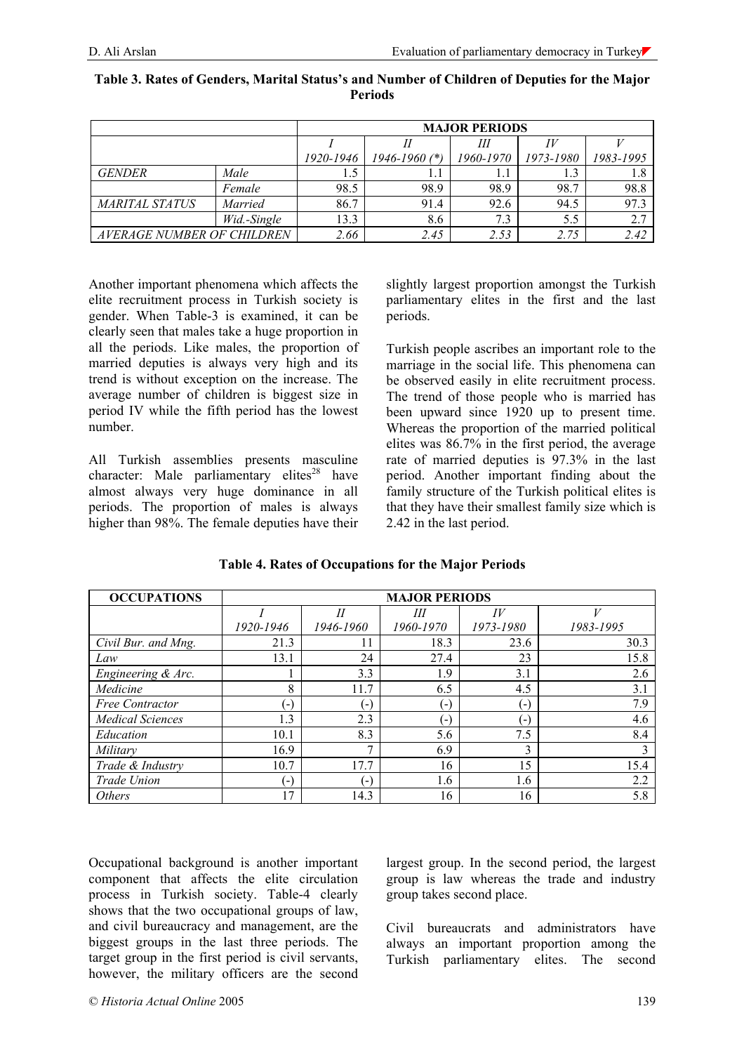**Table 3. Rates of Genders, Marital Status's and Number of Children of Deputies for the Major Periods**

| | | MAJOR PERIODS | | | | |
|---|---|---|---|---|---|---|
| | | *I* | *II* | *III* | *IV* | *V* |
| | | *1920-1946* | *1946-1960 (\*)* | *1960-1970* | *1973-1980* | *1983-1995* |
| *GENDER* | *Male* | 1.5 | 1.1 | 1.1 | 1.3 | 1.8 |
| | *Female* | 98.5 | 98.9 | 98.9 | 98.7 | 98.8 |
| *MARITAL STATUS* | *Married* | 86.7 | 91.4 | 92.6 | 94.5 | 97.3 |
| | *Wid.-Single* | 13.3 | 8.6 | 7.3 | 5.5 | 2.7 |
| *AVERAGE NUMBER OF CHILDREN* | | *2.66* | *2.45* | *2.53* | *2.75* | *2.42* |

Another important phenomena which affects the elite recruitment process in Turkish society is gender. When Table-3 is examined, it can be clearly seen that males take a huge proportion in all the periods. Like males, the proportion of married deputies is always very high and its trend is without exception on the increase. The average number of children is biggest size in period IV while the fifth period has the lowest number.

All Turkish assemblies presents masculine character: Male parliamentary elites[28] have almost always very huge dominance in all periods. The proportion of males is always higher than 98%. The female deputies have their slightly largest proportion amongst the Turkish parliamentary elites in the first and the last periods.

Turkish people ascribes an important role to the marriage in the social life. This phenomena can be observed easily in elite recruitment process. The trend of those people who is married has been upward since 1920 up to present time. Whereas the proportion of the married political elites was 86.7% in the first period, the average rate of married deputies is 97.3% in the last period. Another important finding about the family structure of the Turkish political elites is that they have their smallest family size which is 2.42 in the last period.

**Table 4. Rates of Occupations for the Major Periods**

| OCCUPATIONS | MAJOR PERIODS | | | | |
|---|---|---|---|---|---|
| | *I* | *II* | *III* | *IV* | *V* |
| | *1920-1946* | *1946-1960* | *1960-1970* | *1973-1980* | *1983-1995* |
| *Civil Bur. and Mng.* | 21.3 | 11 | 18.3 | 23.6 | 30.3 |
| *Law* | 13.1 | 24 | 27.4 | 23 | 15.8 |
| *Engineering & Arc.* | 1 | 3.3 | 1.9 | 3.1 | 2.6 |
| *Medicine* | 8 | 11.7 | 6.5 | 4.5 | 3.1 |
| *Free Contractor* | (-) | (-) | (-) | (-) | 7.9 |
| *Medical Sciences* | 1.3 | 2.3 | (-) | (-) | 4.6 |
| *Education* | 10.1 | 8.3 | 5.6 | 7.5 | 8.4 |
| *Military* | 16.9 | 7 | 6.9 | 3 | 3 |
| *Trade & Industry* | 10.7 | 17.7 | 16 | 15 | 15.4 |
| *Trade Union* | (-) | (-) | 1.6 | 1.6 | 2.2 |
| *Others* | 17 | 14.3 | 16 | 16 | 5.8 |

Occupational background is another important component that affects the elite circulation process in Turkish society. Table-4 clearly shows that the two occupational groups of law, and civil bureaucracy and management, are the biggest groups in the last three periods. The target group in the first period is civil servants, however, the military officers are the second largest group. In the second period, the largest group is law whereas the trade and industry group takes second place.

Civil bureaucrats and administrators have always an important proportion among the Turkish parliamentary elites. The second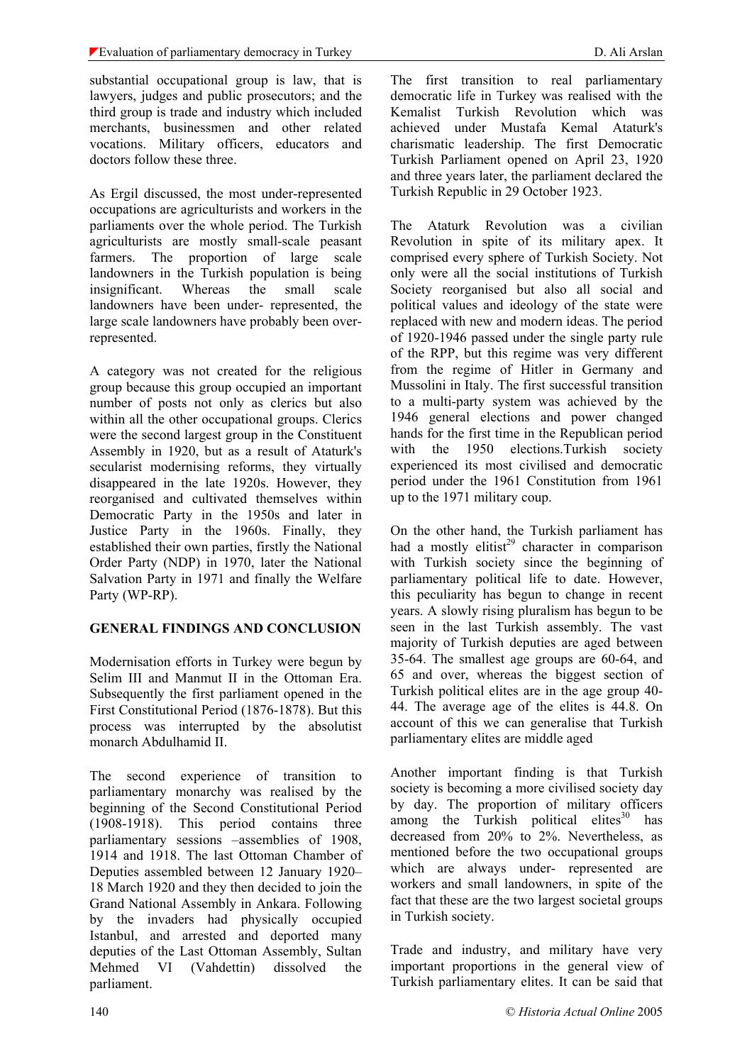substantial occupational group is law, that is lawyers, judges and public prosecutors; and the third group is trade and industry which included merchants, businessmen and other related vocations. Military officers, educators and doctors follow these three.

As Ergil discussed, the most under-represented occupations are agriculturists and workers in the parliaments over the whole period. The Turkish agriculturists are mostly small-scale peasant farmers. The proportion of large scale landowners in the Turkish population is being insignificant. Whereas the small scale landowners have been under- represented, the large scale landowners have probably been over-represented.

A category was not created for the religious group because this group occupied an important number of posts not only as clerics but also within all the other occupational groups. Clerics were the second largest group in the Constituent Assembly in 1920, but as a result of Ataturk's secularist modernising reforms, they virtually disappeared in the late 1920s. However, they reorganised and cultivated themselves within Democratic Party in the 1950s and later in Justice Party in the 1960s. Finally, they established their own parties, firstly the National Order Party (NDP) in 1970, later the National Salvation Party in 1971 and finally the Welfare Party (WP-RP).

## GENERAL FINDINGS AND CONCLUSION

Modernisation efforts in Turkey were begun by Selim III and Manmut II in the Ottoman Era. Subsequently the first parliament opened in the First Constitutional Period (1876-1878). But this process was interrupted by the absolutist monarch Abdulhamid II.

The second experience of transition to parliamentary monarchy was realised by the beginning of the Second Constitutional Period (1908-1918). This period contains three parliamentary sessions –assemblies of 1908, 1914 and 1918. The last Ottoman Chamber of Deputies assembled between 12 January 1920– 18 March 1920 and they then decided to join the Grand National Assembly in Ankara. Following by the invaders had physically occupied Istanbul, and arrested and deported many deputies of the Last Ottoman Assembly, Sultan Mehmed VI (Vahdettin) dissolved the parliament.

The first transition to real parliamentary democratic life in Turkey was realised with the Kemalist Turkish Revolution which was achieved under Mustafa Kemal Ataturk's charismatic leadership. The first Democratic Turkish Parliament opened on April 23, 1920 and three years later, the parliament declared the Turkish Republic in 29 October 1923.

The Ataturk Revolution was a civilian Revolution in spite of its military apex. It comprised every sphere of Turkish Society. Not only were all the social institutions of Turkish Society reorganised but also all social and political values and ideology of the state were replaced with new and modern ideas. The period of 1920-1946 passed under the single party rule of the RPP, but this regime was very different from the regime of Hitler in Germany and Mussolini in Italy. The first successful transition to a multi-party system was achieved by the 1946 general elections and power changed hands for the first time in the Republican period with the 1950 elections.Turkish society experienced its most civilised and democratic period under the 1961 Constitution from 1961 up to the 1971 military coup.

On the other hand, the Turkish parliament has had a mostly elitist[29] character in comparison with Turkish society since the beginning of parliamentary political life to date. However, this peculiarity has begun to change in recent years. A slowly rising pluralism has begun to be seen in the last Turkish assembly. The vast majority of Turkish deputies are aged between 35-64. The smallest age groups are 60-64, and 65 and over, whereas the biggest section of Turkish political elites are in the age group 40-44. The average age of the elites is 44.8. On account of this we can generalise that Turkish parliamentary elites are middle aged

Another important finding is that Turkish society is becoming a more civilised society day by day. The proportion of military officers among the Turkish political elites[30] has decreased from 20% to 2%. Nevertheless, as mentioned before the two occupational groups which are always under- represented are workers and small landowners, in spite of the fact that these are the two largest societal groups in Turkish society.

Trade and industry, and military have very important proportions in the general view of Turkish parliamentary elites. It can be said that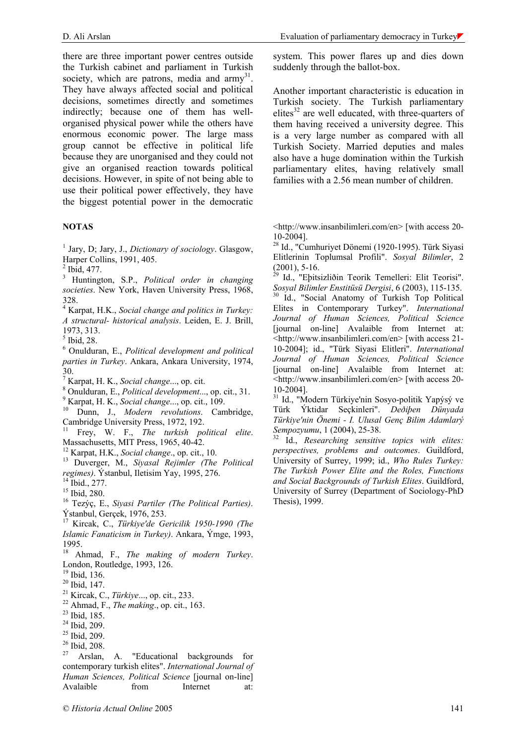there are three important power centres outside the Turkish cabinet and parliament in Turkish society, which are patrons, media and army[31]. They have always affected social and political decisions, sometimes directly and sometimes indirectly; because one of them has well-organised physical power while the others have enormous economic power. The large mass group cannot be effective in political life because they are unorganised and they could not give an organised reaction towards political decisions. However, in spite of not being able to use their political power effectively, they have the biggest potential power in the democratic system. This power flares up and dies down suddenly through the ballot-box.

Another important characteristic is education in Turkish society. The Turkish parliamentary elites[32] are well educated, with three-quarters of them having received a university degree. This is a very large number as compared with all Turkish Society. Married deputies and males also have a huge domination within the Turkish parliamentary elites, having relatively small families with a 2.56 mean number of children.

**NOTAS**

[1] Jary, D; Jary, J., *Dictionary of sociology*. Glasgow, Harper Collins, 1991, 405.
[2] Ibid, 477.
[3] Huntington, S.P., *Political order in changing societies*. New York, Haven University Press, 1968, 328.
[4] Karpat, H.K., *Social change and politics in Turkey: A structural- historical analysis*. Leiden, E. J. Brill, 1973, 313.
[5] Ibid, 28.
[6] Onulduran, E., *Political development and political parties in Turkey*. Ankara, Ankara University, 1974, 30.
[7] Karpat, H. K., *Social change*..., op. cit.
[8] Onulduran, E., *Political development*..., op. cit., 31.
[9] Karpat, H. K., *Social change*..., op. cit., 109.
[10] Dunn, J., *Modern revolutions*. Cambridge, Cambridge University Press, 1972, 192.
[11] Frey, W. F., *The turkish political elite*. Massachusetts, MIT Press, 1965, 40-42.
[12] Karpat, H.K., *Social change*., op. cit., 10.
[13] Duverger, M., *Siyasal Rejimler (The Political regimes)*. Ýstanbul, Iletisim Yay, 1995, 276.
[14] Ibid., 277.
[15] Ibid, 280.
[16] Tezýç, E., *Siyasi Partiler (The Political Parties)*. Ýstanbul, Gerçek, 1976, 253.
[17] Kircak, C., *Türkiye'de Gericilik 1950-1990 (The Islamic Fanaticism in Turkey)*. Ankara, Ýmge, 1993, 1995.
[18] Ahmad, F., *The making of modern Turkey*. London, Routledge, 1993, 126.
[19] Ibid, 136.
[20] Ibid, 147.
[21] Kircak, C., *Türkiye*..., op. cit., 233.
[22] Ahmad, F., *The making*., op. cit., 163.
[23] Ibid, 185.
[24] Ibid, 209.
[25] Ibid, 209.
[26] Ibid, 208.
[27] Arslan, A. "Educational backgrounds for contemporary turkish elites". *International Journal of Human Sciences, Political Science* [journal on-line] Avalaible from Internet at: <http://www.insanbilimleri.com/en> [with access 20-10-2004].
[28] Id., "Cumhuriyet Dönemi (1920-1995). Türk Siyasi Elitlerinin Toplumsal Profili". *Sosyal Bilimler*, 2 (2001), 5-16.
[29] Id., "Eþitsizliðin Teorik Temelleri: Elit Teorisi". *Sosyal Bilimler Enstitüsü Dergisi*, 6 (2003), 115-135.
[30] Id., "Social Anatomy of Turkish Top Political Elites in Contemporary Turkey". *International Journal of Human Sciences, Political Science* [journal on-line] Avalaible from Internet at: <http://www.insanbilimleri.com/en> [with access 21-10-2004]; id., "Türk Siyasi Elitleri". *International Journal of Human Sciences, Political Science* [journal on-line] Avalaible from Internet at: <http://www.insanbilimleri.com/en> [with access 20-10-2004].
[31] Id., "Modern Türkiye'nin Sosyo-politik Yapýsý ve Türk Ýktidar Seçkinleri". *Deðiþen Dünyada Türkiye'nin Önemi - I. Ulusal Genç Bilim Adamlarý Sempozyumu*, 1 (2004), 25-38.
[32] Id., *Researching sensitive topics with elites: perspectives, problems and outcomes*. Guildford, University of Surrey, 1999; id., *Who Rules Turkey: The Turkish Power Elite and the Roles, Functions and Social Backgrounds of Turkish Elites*. Guildford, University of Surrey (Department of Sociology-PhD Thesis), 1999.